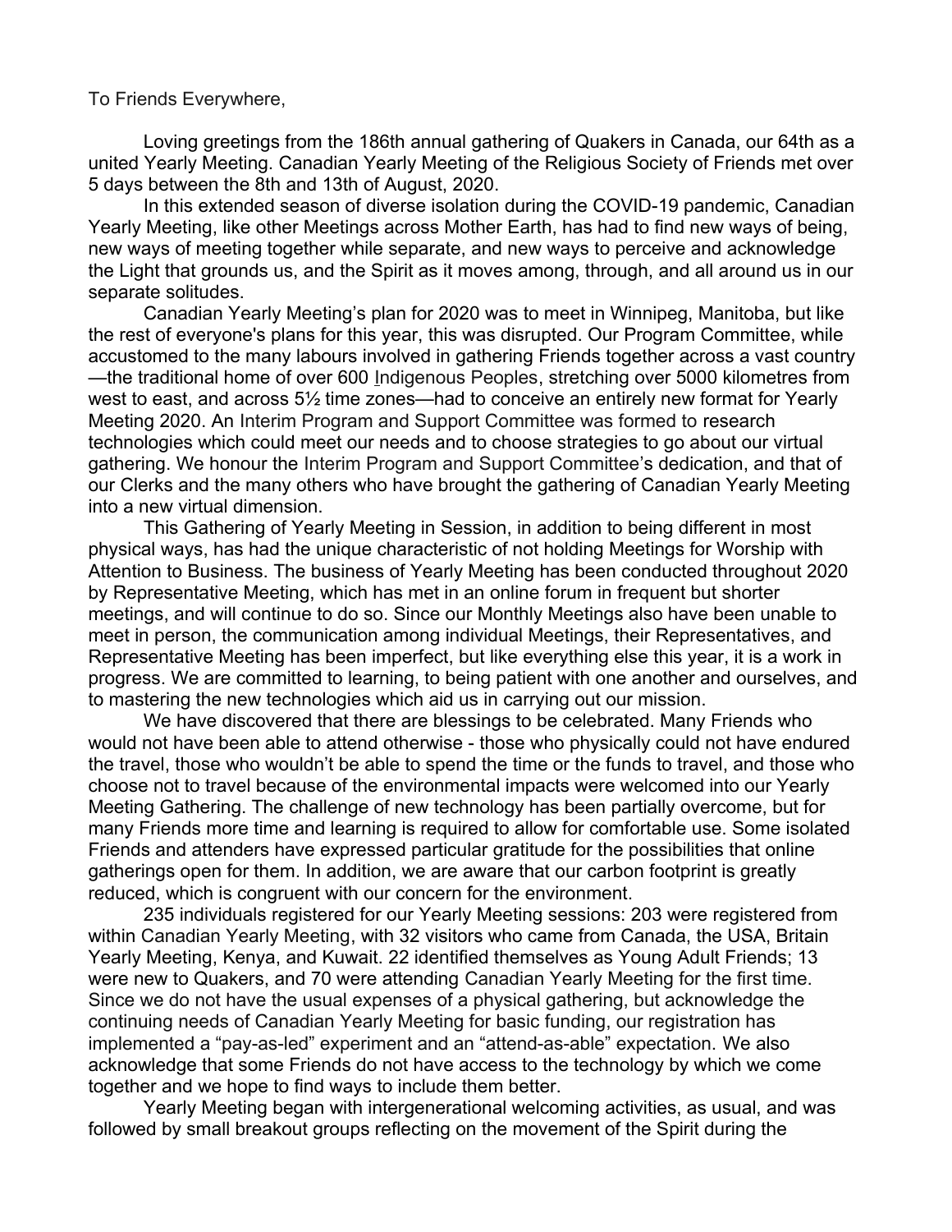To Friends Everywhere,

Loving greetings from the 186th annual gathering of Quakers in Canada, our 64th as a united Yearly Meeting. Canadian Yearly Meeting of the Religious Society of Friends met over 5 days between the 8th and 13th of August, 2020.

In this extended season of diverse isolation during the COVID-19 pandemic, Canadian Yearly Meeting, like other Meetings across Mother Earth, has had to find new ways of being, new ways of meeting together while separate, and new ways to perceive and acknowledge the Light that grounds us, and the Spirit as it moves among, through, and all around us in our separate solitudes.

Canadian Yearly Meeting's plan for 2020 was to meet in Winnipeg, Manitoba, but like the rest of everyone's plans for this year, this was disrupted. Our Program Committee, while accustomed to the many labours involved in gathering Friends together across a vast country —the traditional home of over 600 Indigenous Peoples, stretching over 5000 kilometres from west to east, and across 5½ time zones—had to conceive an entirely new format for Yearly Meeting 2020. An Interim Program and Support Committee was formed to research technologies which could meet our needs and to choose strategies to go about our virtual gathering. We honour the Interim Program and Support Committee's dedication, and that of our Clerks and the many others who have brought the gathering of Canadian Yearly Meeting into a new virtual dimension.

This Gathering of Yearly Meeting in Session, in addition to being different in most physical ways, has had the unique characteristic of not holding Meetings for Worship with Attention to Business. The business of Yearly Meeting has been conducted throughout 2020 by Representative Meeting, which has met in an online forum in frequent but shorter meetings, and will continue to do so. Since our Monthly Meetings also have been unable to meet in person, the communication among individual Meetings, their Representatives, and Representative Meeting has been imperfect, but like everything else this year, it is a work in progress. We are committed to learning, to being patient with one another and ourselves, and to mastering the new technologies which aid us in carrying out our mission.

We have discovered that there are blessings to be celebrated. Many Friends who would not have been able to attend otherwise - those who physically could not have endured the travel, those who wouldn't be able to spend the time or the funds to travel, and those who choose not to travel because of the environmental impacts were welcomed into our Yearly Meeting Gathering. The challenge of new technology has been partially overcome, but for many Friends more time and learning is required to allow for comfortable use. Some isolated Friends and attenders have expressed particular gratitude for the possibilities that online gatherings open for them. In addition, we are aware that our carbon footprint is greatly reduced, which is congruent with our concern for the environment.

235 individuals registered for our Yearly Meeting sessions: 203 were registered from within Canadian Yearly Meeting, with 32 visitors who came from Canada, the USA, Britain Yearly Meeting, Kenya, and Kuwait. 22 identified themselves as Young Adult Friends; 13 were new to Quakers, and 70 were attending Canadian Yearly Meeting for the first time. Since we do not have the usual expenses of a physical gathering, but acknowledge the continuing needs of Canadian Yearly Meeting for basic funding, our registration has implemented a "pay-as-led" experiment and an "attend-as-able" expectation. We also acknowledge that some Friends do not have access to the technology by which we come together and we hope to find ways to include them better.

Yearly Meeting began with intergenerational welcoming activities, as usual, and was followed by small breakout groups reflecting on the movement of the Spirit during the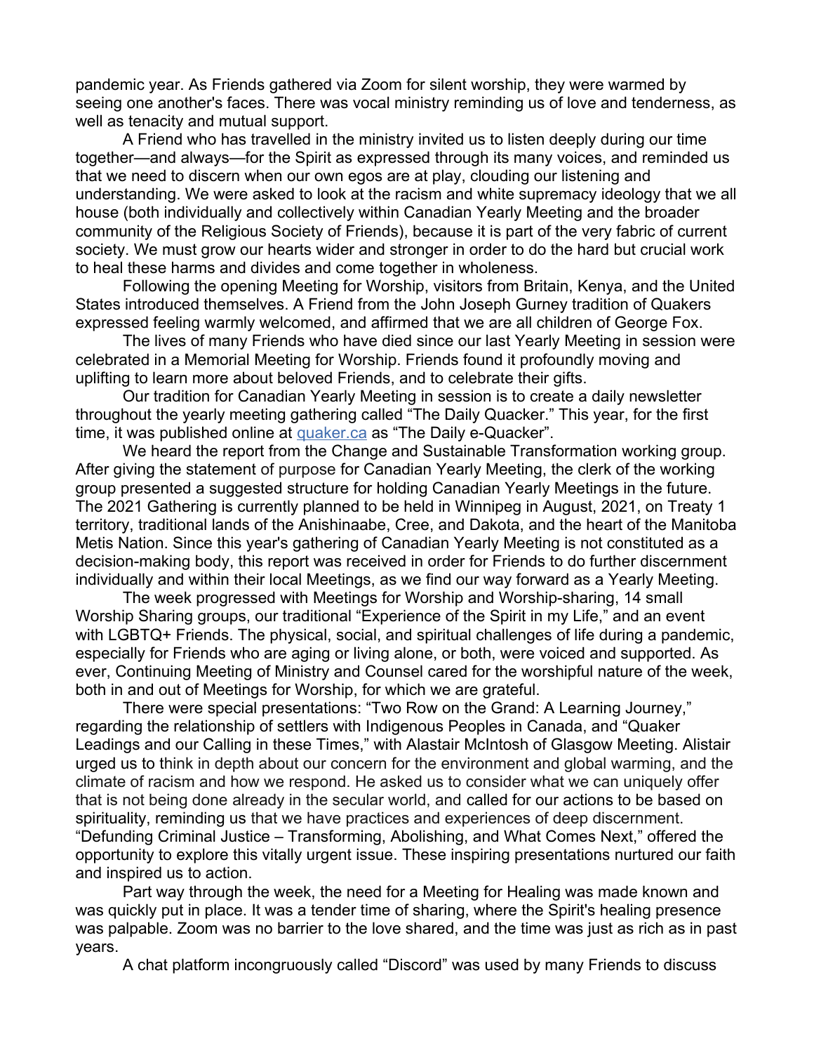pandemic year. As Friends gathered via Zoom for silent worship, they were warmed by seeing one another's faces. There was vocal ministry reminding us of love and tenderness, as well as tenacity and mutual support.

A Friend who has travelled in the ministry invited us to listen deeply during our time together—and always—for the Spirit as expressed through its many voices, and reminded us that we need to discern when our own egos are at play, clouding our listening and understanding. We were asked to look at the racism and white supremacy ideology that we all house (both individually and collectively within Canadian Yearly Meeting and the broader community of the Religious Society of Friends), because it is part of the very fabric of current society. We must grow our hearts wider and stronger in order to do the hard but crucial work to heal these harms and divides and come together in wholeness.

Following the opening Meeting for Worship, visitors from Britain, Kenya, and the United States introduced themselves. A Friend from the John Joseph Gurney tradition of Quakers expressed feeling warmly welcomed, and affirmed that we are all children of George Fox.

The lives of many Friends who have died since our last Yearly Meeting in session were celebrated in a Memorial Meeting for Worship. Friends found it profoundly moving and uplifting to learn more about beloved Friends, and to celebrate their gifts.

Our tradition for Canadian Yearly Meeting in session is to create a daily newsletter throughout the yearly meeting gathering called "The Daily Quacker." This year, for the first time, it was published online at [quaker.ca](quaker.ca) as "The Daily e-Quacker".

We heard the report from the Change and Sustainable Transformation working group. After giving the statement of purpose for Canadian Yearly Meeting, the clerk of the working group presented a suggested structure for holding Canadian Yearly Meetings in the future. The 2021 Gathering is currently planned to be held in Winnipeg in August, 2021, on Treaty 1 territory, traditional lands of the Anishinaabe, Cree, and Dakota, and the heart of the Manitoba Metis Nation. Since this year's gathering of Canadian Yearly Meeting is not constituted as a decision-making body, this report was received in order for Friends to do further discernment individually and within their local Meetings, as we find our way forward as a Yearly Meeting.

The week progressed with Meetings for Worship and Worship-sharing, 14 small Worship Sharing groups, our traditional "Experience of the Spirit in my Life," and an event with LGBTQ+ Friends. The physical, social, and spiritual challenges of life during a pandemic, especially for Friends who are aging or living alone, or both, were voiced and supported. As ever, Continuing Meeting of Ministry and Counsel cared for the worshipful nature of the week, both in and out of Meetings for Worship, for which we are grateful.

There were special presentations: "Two Row on the Grand: A Learning Journey," regarding the relationship of settlers with Indigenous Peoples in Canada, and "Quaker Leadings and our Calling in these Times," with Alastair McIntosh of Glasgow Meeting. Alistair urged us to think in depth about our concern for the environment and global warming, and the climate of racism and how we respond. He asked us to consider what we can uniquely offer that is not being done already in the secular world, and called for our actions to be based on spirituality, reminding us that we have practices and experiences of deep discernment. "Defunding Criminal Justice – Transforming, Abolishing, and What Comes Next," offered the opportunity to explore this vitally urgent issue. These inspiring presentations nurtured our faith and inspired us to action.

Part way through the week, the need for a Meeting for Healing was made known and was quickly put in place. It was a tender time of sharing, where the Spirit's healing presence was palpable. Zoom was no barrier to the love shared, and the time was just as rich as in past years.

A chat platform incongruously called "Discord" was used by many Friends to discuss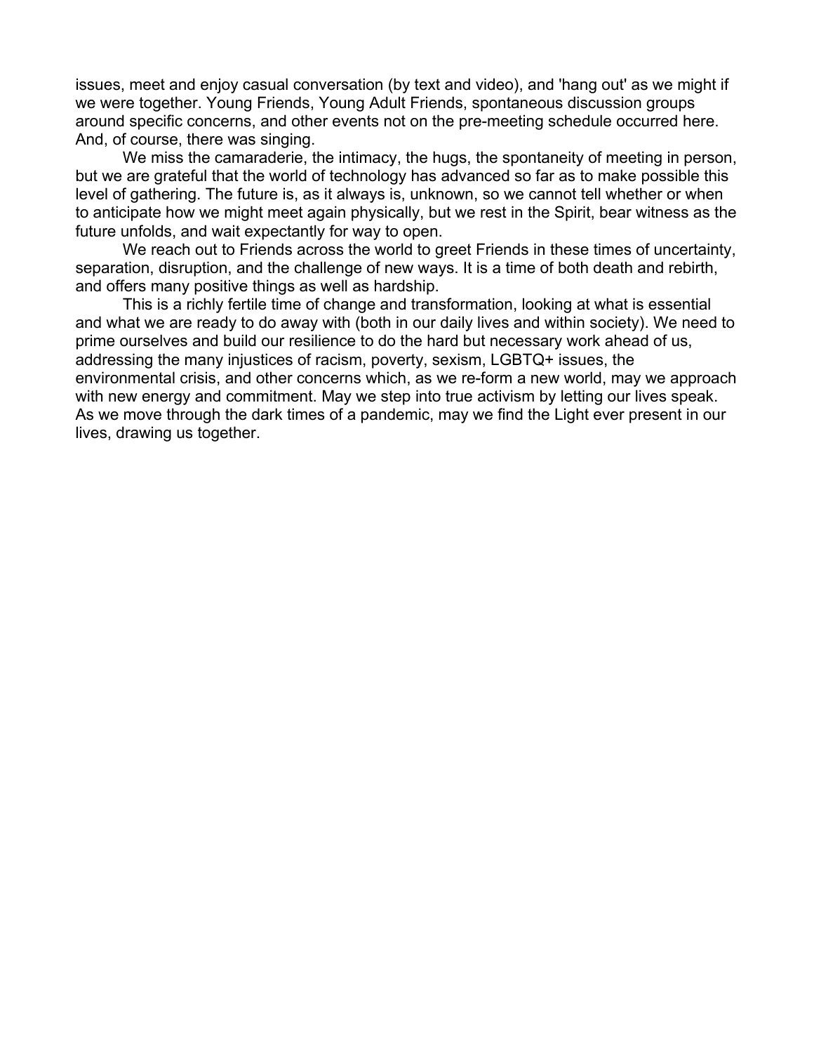issues, meet and enjoy casual conversation (by text and video), and 'hang out' as we might if we were together. Young Friends, Young Adult Friends, spontaneous discussion groups around specific concerns, and other events not on the pre-meeting schedule occurred here. And, of course, there was singing.

We miss the camaraderie, the intimacy, the hugs, the spontaneity of meeting in person, but we are grateful that the world of technology has advanced so far as to make possible this level of gathering. The future is, as it always is, unknown, so we cannot tell whether or when to anticipate how we might meet again physically, but we rest in the Spirit, bear witness as the future unfolds, and wait expectantly for way to open.

We reach out to Friends across the world to greet Friends in these times of uncertainty, separation, disruption, and the challenge of new ways. It is a time of both death and rebirth, and offers many positive things as well as hardship.

This is a richly fertile time of change and transformation, looking at what is essential and what we are ready to do away with (both in our daily lives and within society). We need to prime ourselves and build our resilience to do the hard but necessary work ahead of us, addressing the many injustices of racism, poverty, sexism, LGBTQ+ issues, the environmental crisis, and other concerns which, as we re-form a new world, may we approach with new energy and commitment. May we step into true activism by letting our lives speak. As we move through the dark times of a pandemic, may we find the Light ever present in our lives, drawing us together.